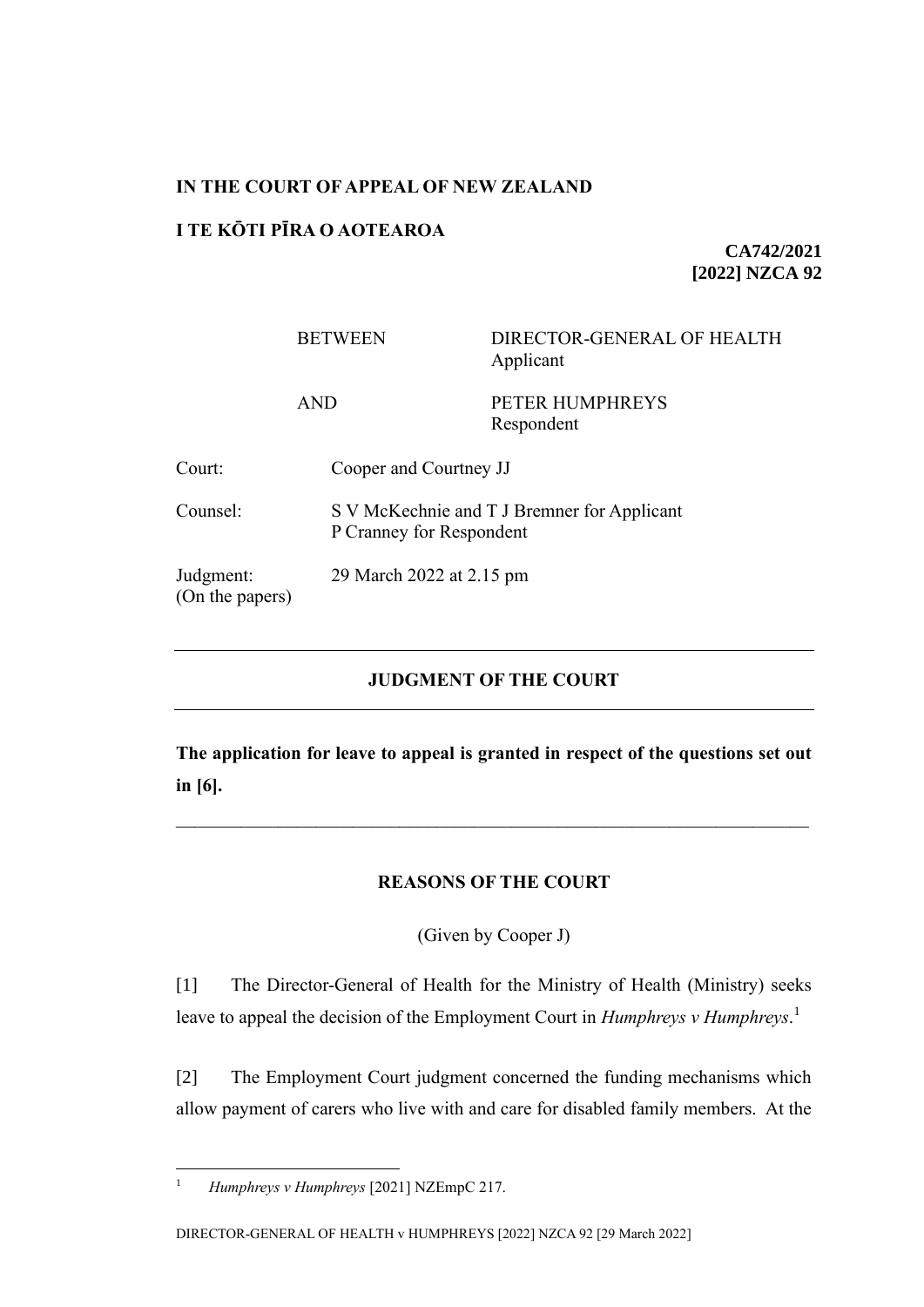**IN THE COURT OF APPEAL OF NEW ZEALAND**

**I TE KŌTI PĪRA O AOTEAROA**

**CA742/2021**
**[2022] NZCA 92**

| | | |
|---|---|---|
| BETWEEN | DIRECTOR-GENERAL OF HEALTH<br>Applicant | |
| AND | PETER HUMPHREYS<br>Respondent | |

| | |
|---|---|
| Court: | Cooper and Courtney JJ |
| Counsel: | S V McKechnie and T J Bremner for Applicant<br>P Cranney for Respondent |
| Judgment:<br>(On the papers) | 29 March 2022 at 2.15 pm |

---

**JUDGMENT OF THE COURT**

---

**The application for leave to appeal is granted in respect of the questions set out in [6].**

---

**REASONS OF THE COURT**

(Given by Cooper J)

[1] The Director-General of Health for the Ministry of Health (Ministry) seeks leave to appeal the decision of the Employment Court in *Humphreys v Humphreys*.[1]

[2] The Employment Court judgment concerned the funding mechanisms which allow payment of carers who live with and care for disabled family members. At the

[1] *Humphreys v Humphreys* [2021] NZEmpC 217.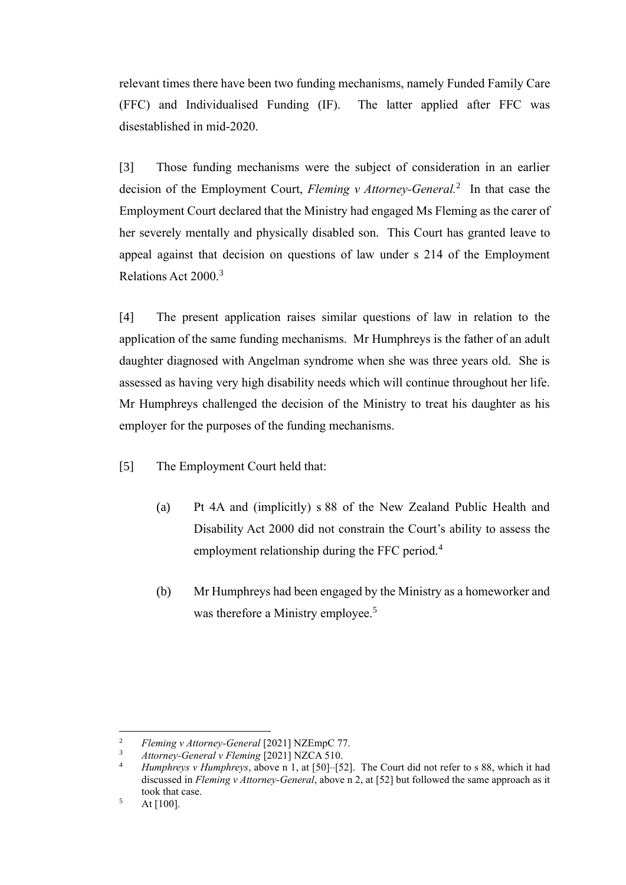relevant times there have been two funding mechanisms, namely Funded Family Care (FFC) and Individualised Funding (IF). The latter applied after FFC was disestablished in mid-2020.

[3] Those funding mechanisms were the subject of consideration in an earlier decision of the Employment Court, *Fleming v Attorney-General.*[2] In that case the Employment Court declared that the Ministry had engaged Ms Fleming as the carer of her severely mentally and physically disabled son. This Court has granted leave to appeal against that decision on questions of law under s 214 of the Employment Relations Act 2000.[3]

[4] The present application raises similar questions of law in relation to the application of the same funding mechanisms. Mr Humphreys is the father of an adult daughter diagnosed with Angelman syndrome when she was three years old. She is assessed as having very high disability needs which will continue throughout her life. Mr Humphreys challenged the decision of the Ministry to treat his daughter as his employer for the purposes of the funding mechanisms.

[5] The Employment Court held that:

(a) Pt 4A and (implicitly) s 88 of the New Zealand Public Health and Disability Act 2000 did not constrain the Court's ability to assess the employment relationship during the FFC period.[4]

(b) Mr Humphreys had been engaged by the Ministry as a homeworker and was therefore a Ministry employee.[5]

---

[2] *Fleming v Attorney-General* [2021] NZEmpC 77.

[3] *Attorney-General v Fleming* [2021] NZCA 510.

[4] *Humphreys v Humphreys*, above n 1, at [50]–[52]. The Court did not refer to s 88, which it had discussed in *Fleming v Attorney-General*, above n 2, at [52] but followed the same approach as it took that case.

[5] At [100].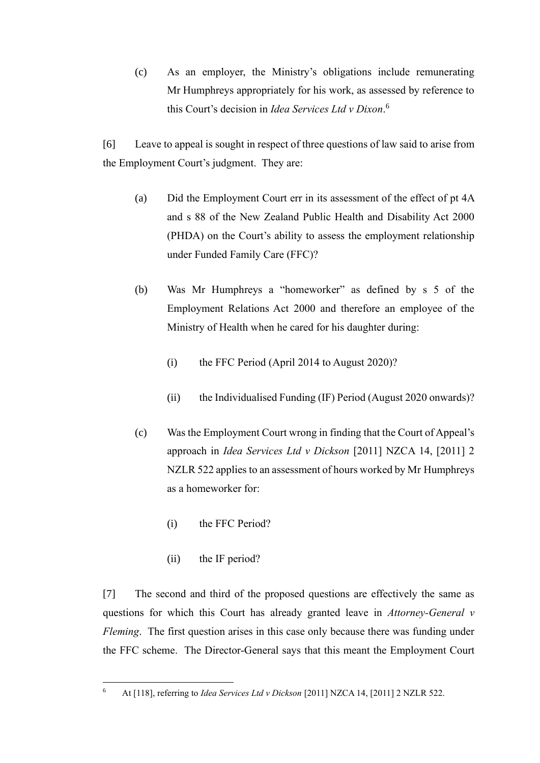(c) As an employer, the Ministry's obligations include remunerating Mr Humphreys appropriately for his work, as assessed by reference to this Court's decision in *Idea Services Ltd v Dixon*.[6]

[6] Leave to appeal is sought in respect of three questions of law said to arise from the Employment Court's judgment. They are:

(a) Did the Employment Court err in its assessment of the effect of pt 4A and s 88 of the New Zealand Public Health and Disability Act 2000 (PHDA) on the Court's ability to assess the employment relationship under Funded Family Care (FFC)?

(b) Was Mr Humphreys a "homeworker" as defined by s 5 of the Employment Relations Act 2000 and therefore an employee of the Ministry of Health when he cared for his daughter during:

(i) the FFC Period (April 2014 to August 2020)?

(ii) the Individualised Funding (IF) Period (August 2020 onwards)?

(c) Was the Employment Court wrong in finding that the Court of Appeal's approach in *Idea Services Ltd v Dickson* [2011] NZCA 14, [2011] 2 NZLR 522 applies to an assessment of hours worked by Mr Humphreys as a homeworker for:

(i) the FFC Period?

(ii) the IF period?

[7] The second and third of the proposed questions are effectively the same as questions for which this Court has already granted leave in *Attorney-General v Fleming*. The first question arises in this case only because there was funding under the FFC scheme. The Director-General says that this meant the Employment Court

---

[6] At [118], referring to *Idea Services Ltd v Dickson* [2011] NZCA 14, [2011] 2 NZLR 522.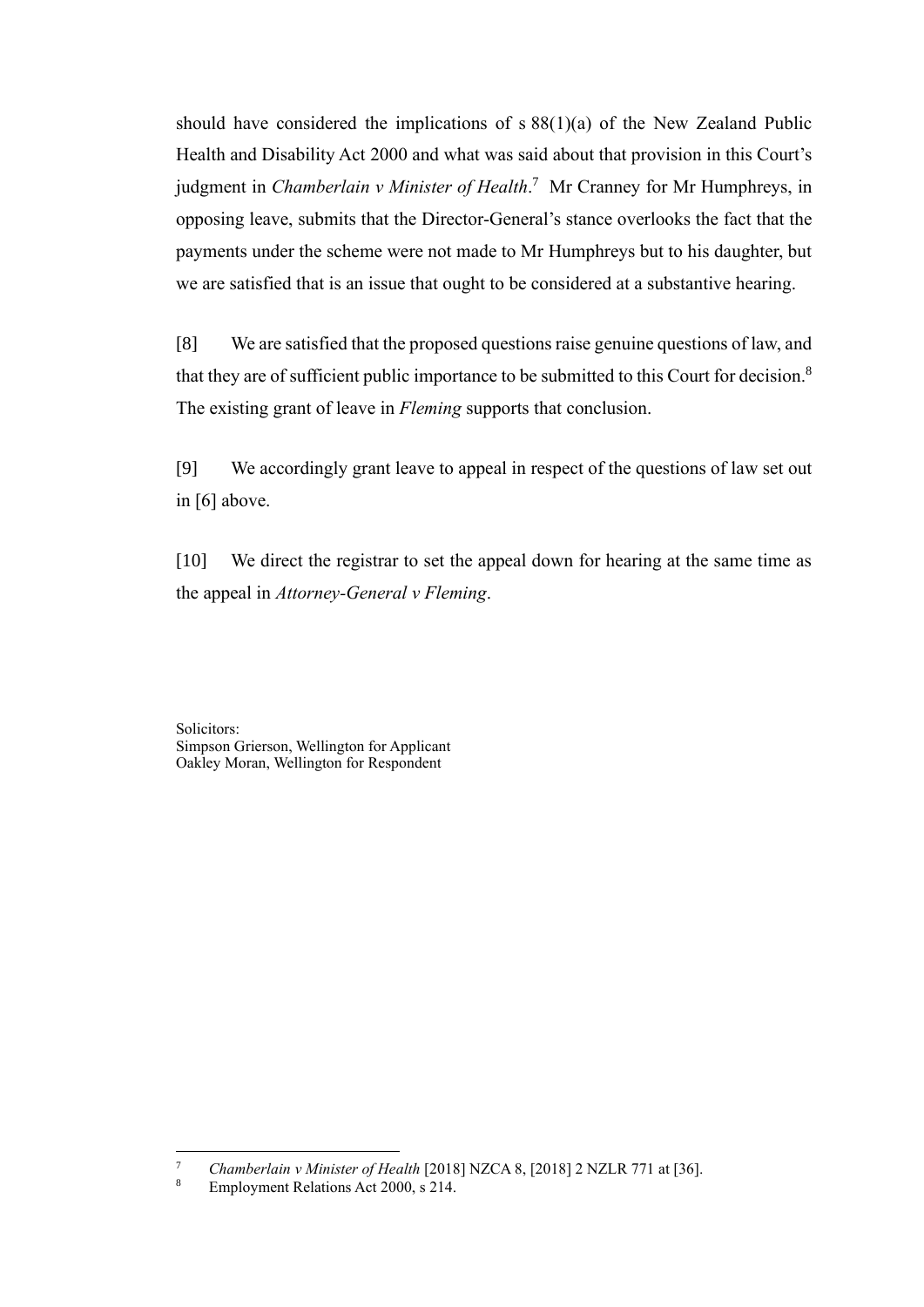should have considered the implications of s 88(1)(a) of the New Zealand Public Health and Disability Act 2000 and what was said about that provision in this Court's judgment in *Chamberlain v Minister of Health*.[7] Mr Cranney for Mr Humphreys, in opposing leave, submits that the Director-General's stance overlooks the fact that the payments under the scheme were not made to Mr Humphreys but to his daughter, but we are satisfied that is an issue that ought to be considered at a substantive hearing.

[8] We are satisfied that the proposed questions raise genuine questions of law, and that they are of sufficient public importance to be submitted to this Court for decision.[8] The existing grant of leave in *Fleming* supports that conclusion.

[9] We accordingly grant leave to appeal in respect of the questions of law set out in [6] above.

[10] We direct the registrar to set the appeal down for hearing at the same time as the appeal in *Attorney-General v Fleming*.

Solicitors:
Simpson Grierson, Wellington for Applicant
Oakley Moran, Wellington for Respondent

---

[7] *Chamberlain v Minister of Health* [2018] NZCA 8, [2018] 2 NZLR 771 at [36].

[8] Employment Relations Act 2000, s 214.